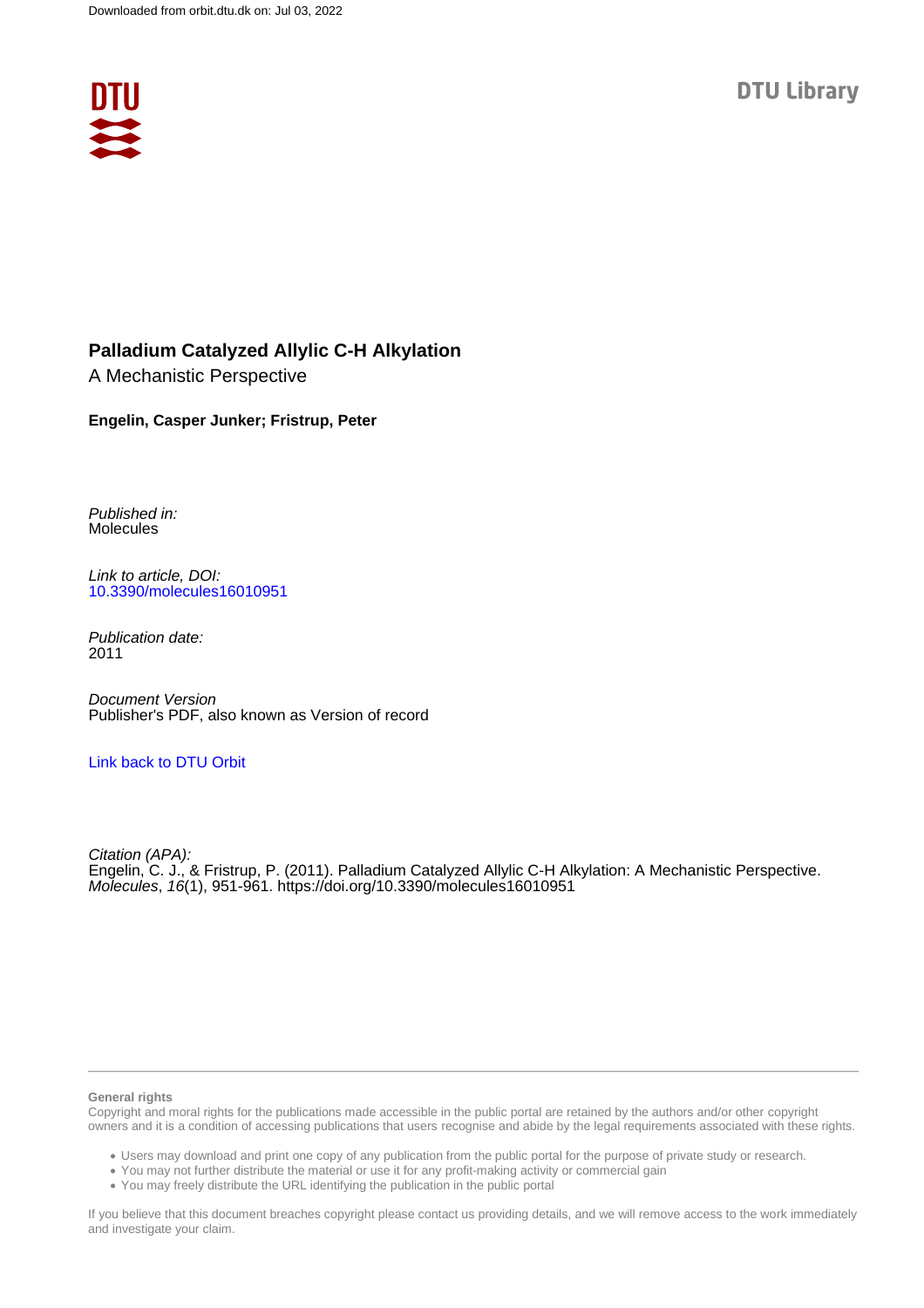Downloaded from orbit.dtu.dk on: Jul 03, 2022

DTU Library

# Palladium Catalyzed Allylic C-H Alkylation

A Mechanistic Perspective

**Engelin, Casper Junker; Fristrup, Peter**

*Published in:*
Molecules

*Link to article, DOI:*
[10.3390/molecules16010951](https://doi.org/10.3390/molecules16010951)

*Publication date:*
2011

*Document Version*
Publisher's PDF, also known as Version of record

Link back to DTU Orbit

*Citation (APA):*
Engelin, C. J., & Fristrup, P. (2011). Palladium Catalyzed Allylic C-H Alkylation: A Mechanistic Perspective. *Molecules*, *16*(1), 951-961. https://doi.org/10.3390/molecules16010951

**General rights**

Copyright and moral rights for the publications made accessible in the public portal are retained by the authors and/or other copyright owners and it is a condition of accessing publications that users recognise and abide by the legal requirements associated with these rights.

- Users may download and print one copy of any publication from the public portal for the purpose of private study or research.
- You may not further distribute the material or use it for any profit-making activity or commercial gain
- You may freely distribute the URL identifying the publication in the public portal

If you believe that this document breaches copyright please contact us providing details, and we will remove access to the work immediately and investigate your claim.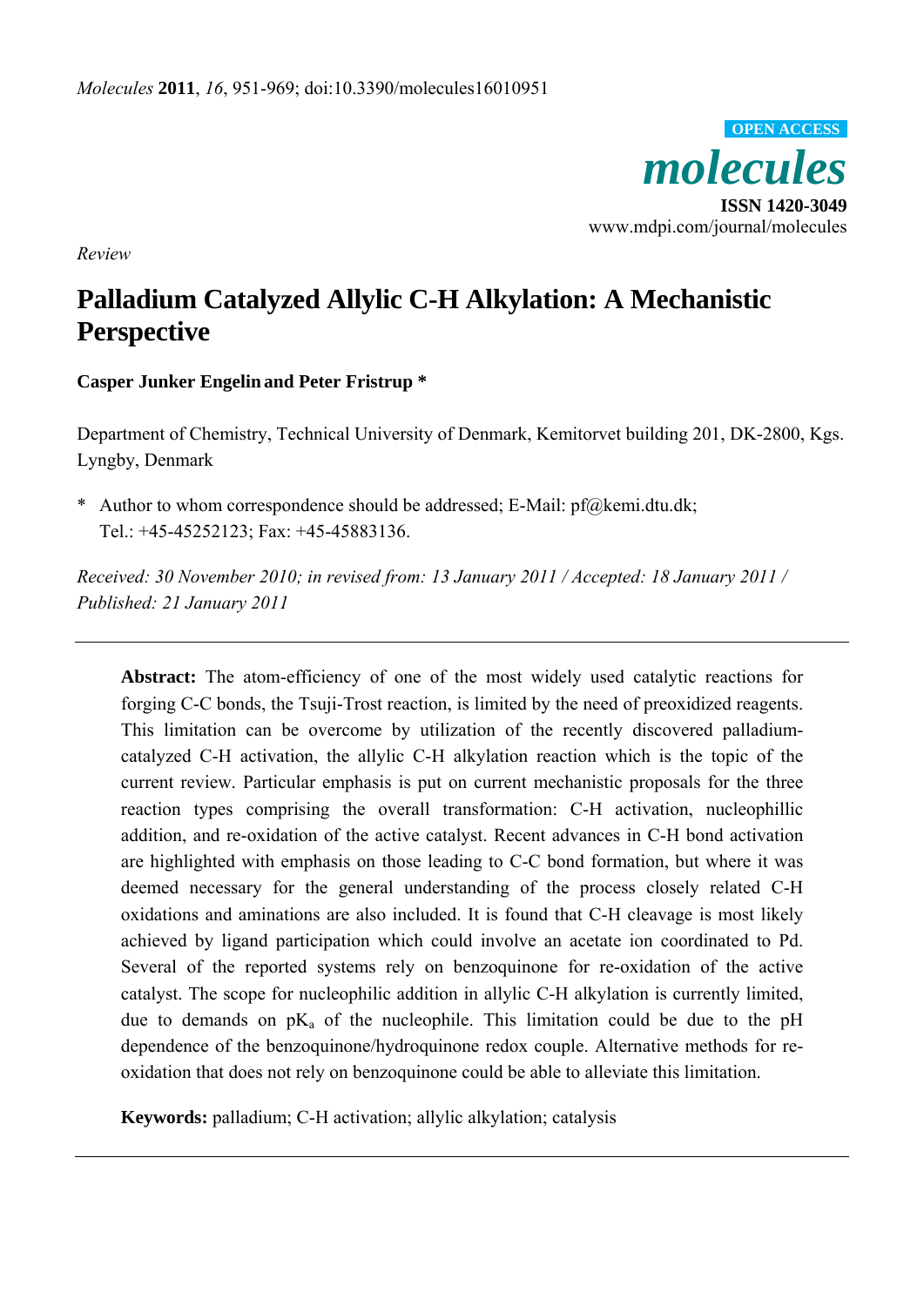*Review*

# Palladium Catalyzed Allylic C-H Alkylation: A Mechanistic Perspective

**Casper Junker Engelin and Peter Fristrup \***

Department of Chemistry, Technical University of Denmark, Kemitorvet building 201, DK-2800, Kgs. Lyngby, Denmark

\* Author to whom correspondence should be addressed; E-Mail: pf@kemi.dtu.dk; Tel.: +45-45252123; Fax: +45-45883136.

*Received: 30 November 2010; in revised from: 13 January 2011 / Accepted: 18 January 2011 / Published: 21 January 2011*

---

**Abstract:** The atom-efficiency of one of the most widely used catalytic reactions for forging C-C bonds, the Tsuji-Trost reaction, is limited by the need of preoxidized reagents. This limitation can be overcome by utilization of the recently discovered palladium-catalyzed C-H activation, the allylic C-H alkylation reaction which is the topic of the current review. Particular emphasis is put on current mechanistic proposals for the three reaction types comprising the overall transformation: C-H activation, nucleophillic addition, and re-oxidation of the active catalyst. Recent advances in C-H bond activation are highlighted with emphasis on those leading to C-C bond formation, but where it was deemed necessary for the general understanding of the process closely related C-H oxidations and aminations are also included. It is found that C-H cleavage is most likely achieved by ligand participation which could involve an acetate ion coordinated to Pd. Several of the reported systems rely on benzoquinone for re-oxidation of the active catalyst. The scope for nucleophilic addition in allylic C-H alkylation is currently limited, due to demands on $pK_a$ of the nucleophile. This limitation could be due to the pH dependence of the benzoquinone/hydroquinone redox couple. Alternative methods for re-oxidation that does not rely on benzoquinone could be able to alleviate this limitation.

**Keywords:** palladium; C-H activation; allylic alkylation; catalysis

---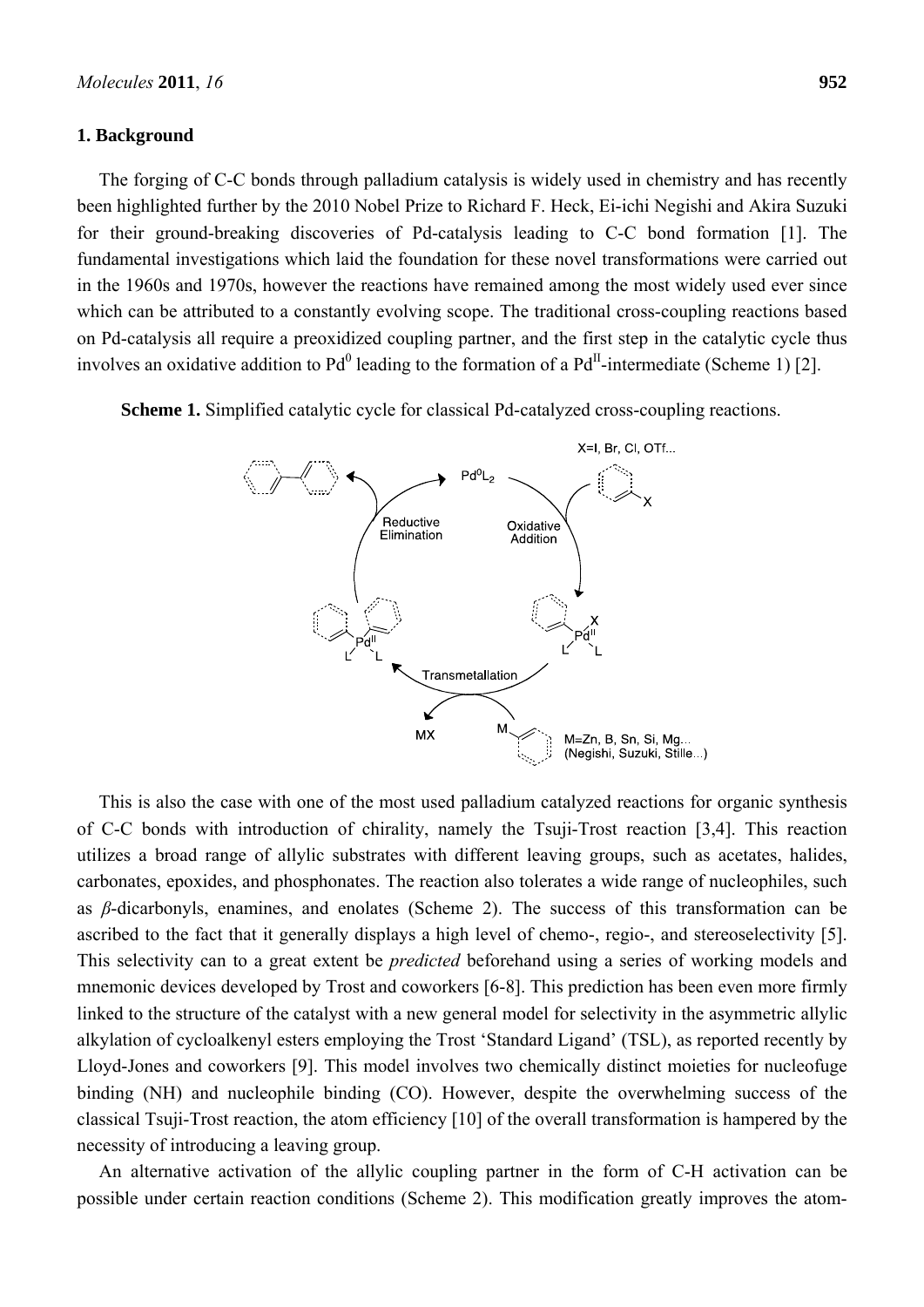## 1. Background

The forging of C-C bonds through palladium catalysis is widely used in chemistry and has recently been highlighted further by the 2010 Nobel Prize to Richard F. Heck, Ei-ichi Negishi and Akira Suzuki for their ground-breaking discoveries of Pd-catalysis leading to C-C bond formation [1]. The fundamental investigations which laid the foundation for these novel transformations were carried out in the 1960s and 1970s, however the reactions have remained among the most widely used ever since which can be attributed to a constantly evolving scope. The traditional cross-coupling reactions based on Pd-catalysis all require a preoxidized coupling partner, and the first step in the catalytic cycle thus involves an oxidative addition to $Pd^0$ leading to the formation of a $Pd^{II}$-intermediate (Scheme 1) [2].

**Scheme 1.** Simplified catalytic cycle for classical Pd-catalyzed cross-coupling reactions.

This is also the case with one of the most used palladium catalyzed reactions for organic synthesis of C-C bonds with introduction of chirality, namely the Tsuji-Trost reaction [3,4]. This reaction utilizes a broad range of allylic substrates with different leaving groups, such as acetates, halides, carbonates, epoxides, and phosphonates. The reaction also tolerates a wide range of nucleophiles, such as $\beta$-dicarbonyls, enamines, and enolates (Scheme 2). The success of this transformation can be ascribed to the fact that it generally displays a high level of chemo-, regio-, and stereoselectivity [5]. This selectivity can to a great extent be *predicted* beforehand using a series of working models and mnemonic devices developed by Trost and coworkers [6-8]. This prediction has been even more firmly linked to the structure of the catalyst with a new general model for selectivity in the asymmetric allylic alkylation of cycloalkenyl esters employing the Trost 'Standard Ligand' (TSL), as reported recently by Lloyd-Jones and coworkers [9]. This model involves two chemically distinct moieties for nucleofuge binding (NH) and nucleophile binding (CO). However, despite the overwhelming success of the classical Tsuji-Trost reaction, the atom efficiency [10] of the overall transformation is hampered by the necessity of introducing a leaving group.

An alternative activation of the allylic coupling partner in the form of C-H activation can be possible under certain reaction conditions (Scheme 2). This modification greatly improves the atom-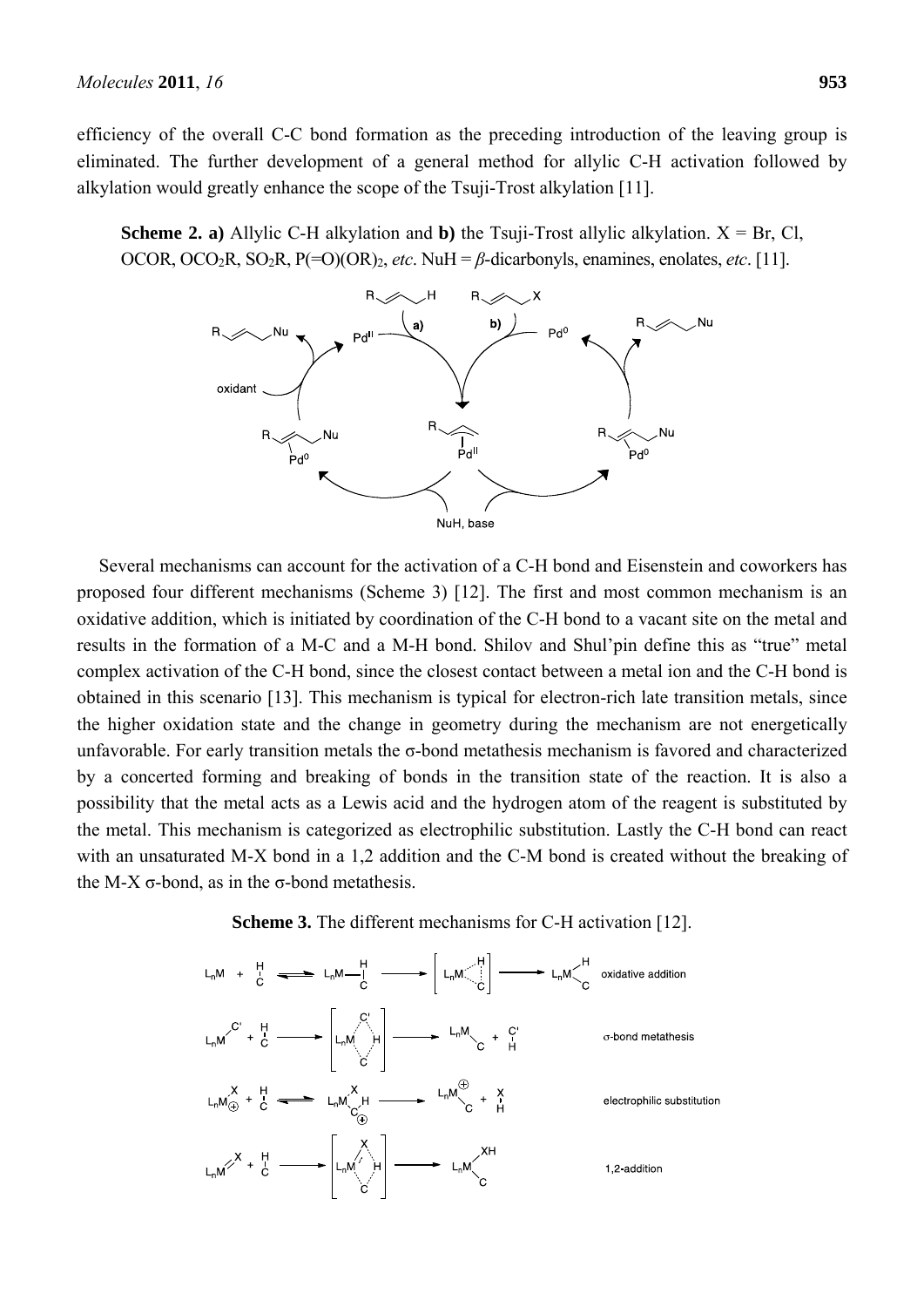efficiency of the overall C-C bond formation as the preceding introduction of the leaving group is eliminated. The further development of a general method for allylic C-H activation followed by alkylation would greatly enhance the scope of the Tsuji-Trost alkylation [11].

**Scheme 2. a)** Allylic C-H alkylation and **b)** the Tsuji-Trost allylic alkylation. X = Br, Cl, OCOR, $OCO_2R$, $SO_2R$, $P(=O)(OR)_2$, *etc*. NuH = *β*-dicarbonyls, enamines, enolates, *etc*. [11].

Several mechanisms can account for the activation of a C-H bond and Eisenstein and coworkers has proposed four different mechanisms (Scheme 3) [12]. The first and most common mechanism is an oxidative addition, which is initiated by coordination of the C-H bond to a vacant site on the metal and results in the formation of a M-C and a M-H bond. Shilov and Shul'pin define this as "true" metal complex activation of the C-H bond, since the closest contact between a metal ion and the C-H bond is obtained in this scenario [13]. This mechanism is typical for electron-rich late transition metals, since the higher oxidation state and the change in geometry during the mechanism are not energetically unfavorable. For early transition metals the σ-bond metathesis mechanism is favored and characterized by a concerted forming and breaking of bonds in the transition state of the reaction. It is also a possibility that the metal acts as a Lewis acid and the hydrogen atom of the reagent is substituted by the metal. This mechanism is categorized as electrophilic substitution. Lastly the C-H bond can react with an unsaturated M-X bond in a 1,2 addition and the C-M bond is created without the breaking of the M-X σ-bond, as in the σ-bond metathesis.

**Scheme 3.** The different mechanisms for C-H activation [12].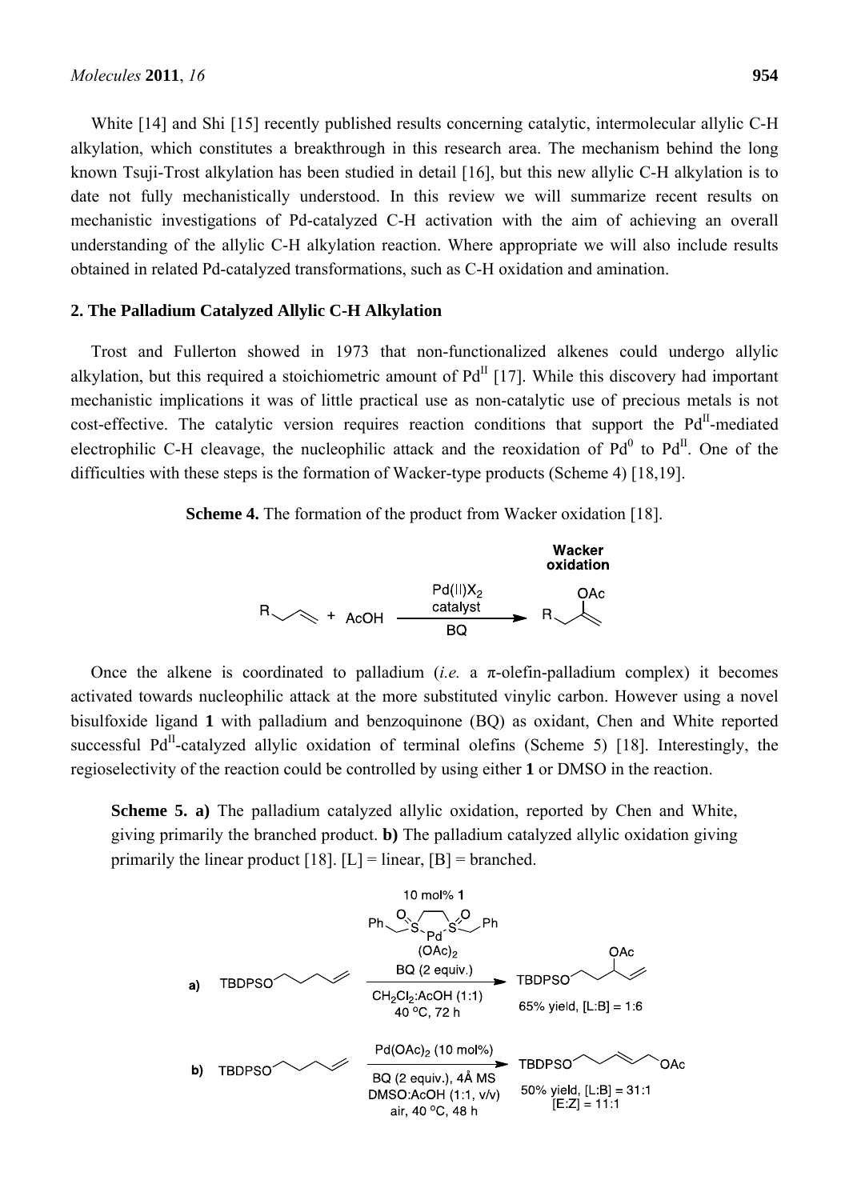White [14] and Shi [15] recently published results concerning catalytic, intermolecular allylic C-H alkylation, which constitutes a breakthrough in this research area. The mechanism behind the long known Tsuji-Trost alkylation has been studied in detail [16], but this new allylic C-H alkylation is to date not fully mechanistically understood. In this review we will summarize recent results on mechanistic investigations of Pd-catalyzed C-H activation with the aim of achieving an overall understanding of the allylic C-H alkylation reaction. Where appropriate we will also include results obtained in related Pd-catalyzed transformations, such as C-H oxidation and amination.

## 2. The Palladium Catalyzed Allylic C-H Alkylation

Trost and Fullerton showed in 1973 that non-functionalized alkenes could undergo allylic alkylation, but this required a stoichiometric amount of $Pd^{II}$ [17]. While this discovery had important mechanistic implications it was of little practical use as non-catalytic use of precious metals is not cost-effective. The catalytic version requires reaction conditions that support the $Pd^{II}$-mediated electrophilic C-H cleavage, the nucleophilic attack and the reoxidation of $Pd^0$ to $Pd^{II}$. One of the difficulties with these steps is the formation of Wacker-type products (Scheme 4) [18,19].

**Scheme 4.** The formation of the product from Wacker oxidation [18].

Once the alkene is coordinated to palladium (*i.e.* a π-olefin-palladium complex) it becomes activated towards nucleophilic attack at the more substituted vinylic carbon. However using a novel bisulfoxide ligand **1** with palladium and benzoquinone (BQ) as oxidant, Chen and White reported successful $Pd^{II}$-catalyzed allylic oxidation of terminal olefins (Scheme 5) [18]. Interestingly, the regioselectivity of the reaction could be controlled by using either **1** or DMSO in the reaction.

**Scheme 5. a)** The palladium catalyzed allylic oxidation, reported by Chen and White, giving primarily the branched product. **b)** The palladium catalyzed allylic oxidation giving primarily the linear product [18]. [L] = linear, [B] = branched.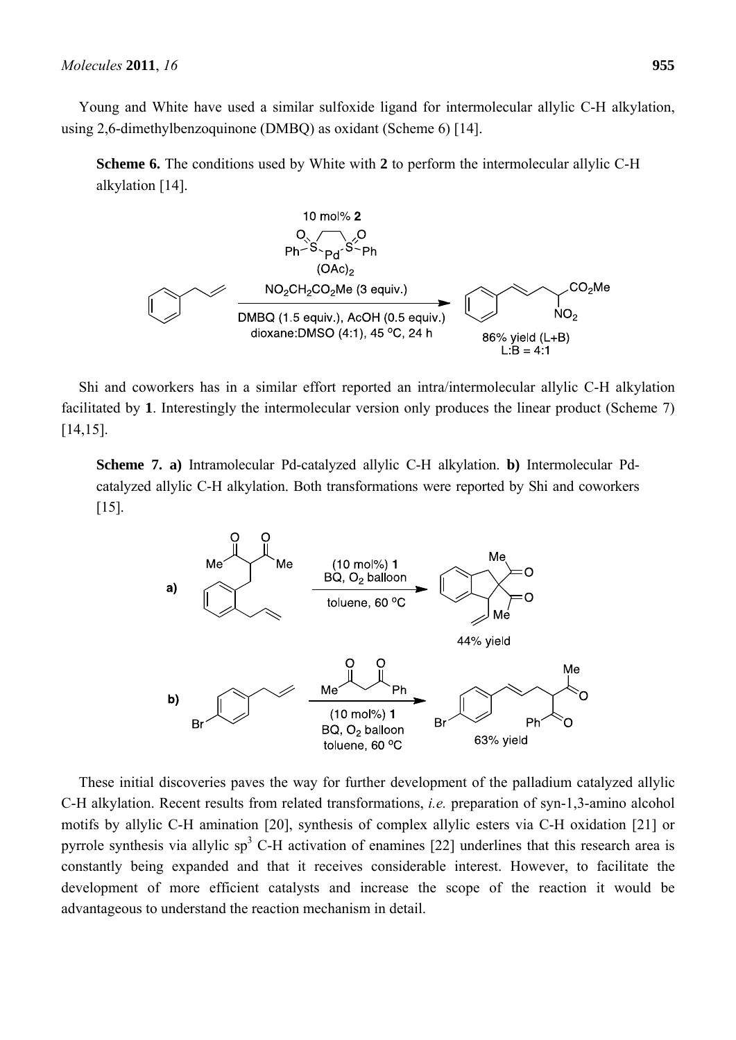Young and White have used a similar sulfoxide ligand for intermolecular allylic C-H alkylation, using 2,6-dimethylbenzoquinone (DMBQ) as oxidant (Scheme 6) [14].

**Scheme 6.** The conditions used by White with **2** to perform the intermolecular allylic C-H alkylation [14].

Shi and coworkers has in a similar effort reported an intra/intermolecular allylic C-H alkylation facilitated by **1**. Interestingly the intermolecular version only produces the linear product (Scheme 7) [14,15].

**Scheme 7. a)** Intramolecular Pd-catalyzed allylic C-H alkylation. **b)** Intermolecular Pd-catalyzed allylic C-H alkylation. Both transformations were reported by Shi and coworkers [15].

These initial discoveries paves the way for further development of the palladium catalyzed allylic C-H alkylation. Recent results from related transformations, *i.e.* preparation of syn-1,3-amino alcohol motifs by allylic C-H amination [20], synthesis of complex allylic esters via C-H oxidation [21] or pyrrole synthesis via allylic $sp^3$ C-H activation of enamines [22] underlines that this research area is constantly being expanded and that it receives considerable interest. However, to facilitate the development of more efficient catalysts and increase the scope of the reaction it would be advantageous to understand the reaction mechanism in detail.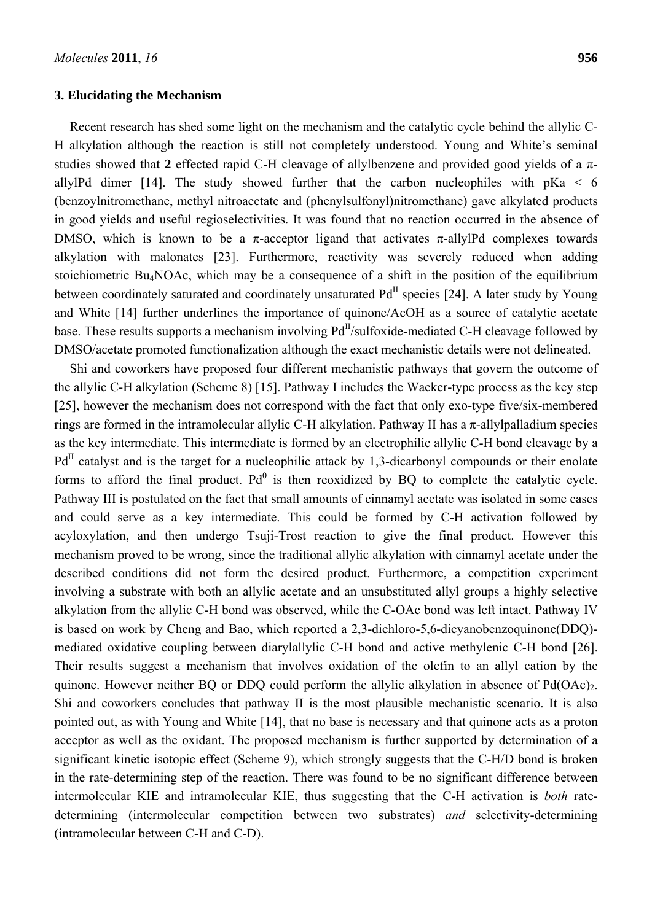## 3. Elucidating the Mechanism

Recent research has shed some light on the mechanism and the catalytic cycle behind the allylic C-H alkylation although the reaction is still not completely understood. Young and White's seminal studies showed that **2** effected rapid C-H cleavage of allylbenzene and provided good yields of a π-allylPd dimer [14]. The study showed further that the carbon nucleophiles with pKa < 6 (benzoylnitromethane, methyl nitroacetate and (phenylsulfonyl)nitromethane) gave alkylated products in good yields and useful regioselectivities. It was found that no reaction occurred in the absence of DMSO, which is known to be a π-acceptor ligand that activates π-allylPd complexes towards alkylation with malonates [23]. Furthermore, reactivity was severely reduced when adding stoichiometric $Bu_4NOAc$, which may be a consequence of a shift in the position of the equilibrium between coordinately saturated and coordinately unsaturated $Pd^{II}$ species [24]. A later study by Young and White [14] further underlines the importance of quinone/AcOH as a source of catalytic acetate base. These results supports a mechanism involving $Pd^{II}$/sulfoxide-mediated C-H cleavage followed by DMSO/acetate promoted functionalization although the exact mechanistic details were not delineated.

Shi and coworkers have proposed four different mechanistic pathways that govern the outcome of the allylic C-H alkylation (Scheme 8) [15]. Pathway I includes the Wacker-type process as the key step [25], however the mechanism does not correspond with the fact that only exo-type five/six-membered rings are formed in the intramolecular allylic C-H alkylation. Pathway II has a π-allylpalladium species as the key intermediate. This intermediate is formed by an electrophilic allylic C-H bond cleavage by a $Pd^{II}$ catalyst and is the target for a nucleophilic attack by 1,3-dicarbonyl compounds or their enolate forms to afford the final product. $Pd^0$ is then reoxidized by BQ to complete the catalytic cycle. Pathway III is postulated on the fact that small amounts of cinnamyl acetate was isolated in some cases and could serve as a key intermediate. This could be formed by C-H activation followed by acyloxylation, and then undergo Tsuji-Trost reaction to give the final product. However this mechanism proved to be wrong, since the traditional allylic alkylation with cinnamyl acetate under the described conditions did not form the desired product. Furthermore, a competition experiment involving a substrate with both an allylic acetate and an unsubstituted allyl groups a highly selective alkylation from the allylic C-H bond was observed, while the C-OAc bond was left intact. Pathway IV is based on work by Cheng and Bao, which reported a 2,3-dichloro-5,6-dicyanobenzoquinone(DDQ)-mediated oxidative coupling between diarylallylic C-H bond and active methylenic C-H bond [26]. Their results suggest a mechanism that involves oxidation of the olefin to an allyl cation by the quinone. However neither BQ or DDQ could perform the allylic alkylation in absence of $Pd(OAc)_2$. Shi and coworkers concludes that pathway II is the most plausible mechanistic scenario. It is also pointed out, as with Young and White [14], that no base is necessary and that quinone acts as a proton acceptor as well as the oxidant. The proposed mechanism is further supported by determination of a significant kinetic isotopic effect (Scheme 9), which strongly suggests that the C-H/D bond is broken in the rate-determining step of the reaction. There was found to be no significant difference between intermolecular KIE and intramolecular KIE, thus suggesting that the C-H activation is *both* rate-determining (intermolecular competition between two substrates) *and* selectivity-determining (intramolecular between C-H and C-D).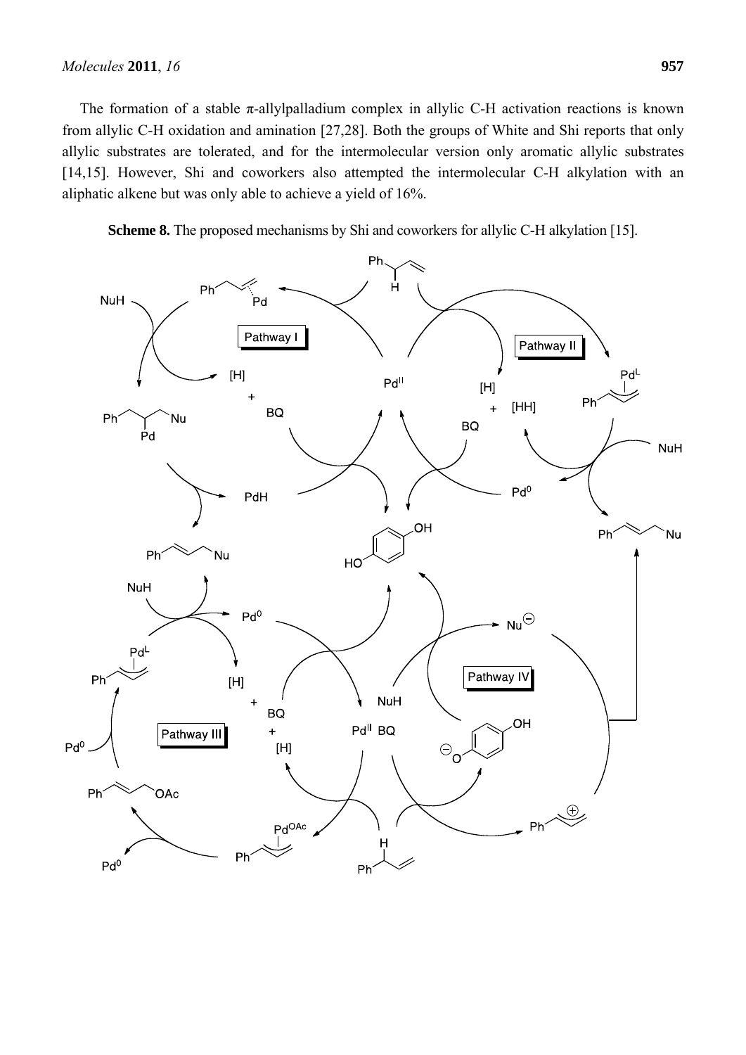The formation of a stable π-allylpalladium complex in allylic C-H activation reactions is known from allylic C-H oxidation and amination [27,28]. Both the groups of White and Shi reports that only allylic substrates are tolerated, and for the intermolecular version only aromatic allylic substrates [14,15]. However, Shi and coworkers also attempted the intermolecular C-H alkylation with an aliphatic alkene but was only able to achieve a yield of 16%.

**Scheme 8.** The proposed mechanisms by Shi and coworkers for allylic C-H alkylation [15].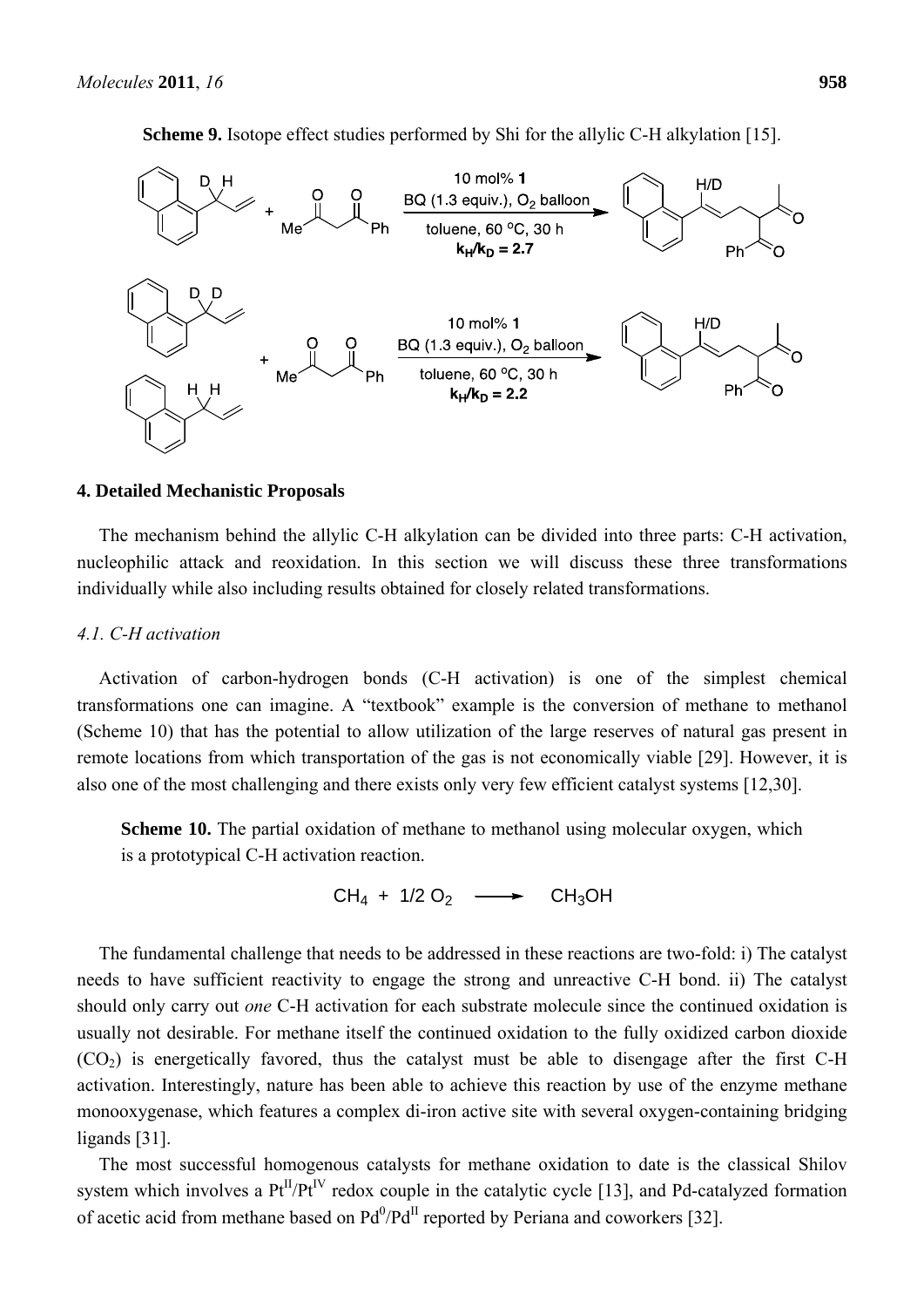**Scheme 9.** Isotope effect studies performed by Shi for the allylic C-H alkylation [15].

## 4. Detailed Mechanistic Proposals

The mechanism behind the allylic C-H alkylation can be divided into three parts: C-H activation, nucleophilic attack and reoxidation. In this section we will discuss these three transformations individually while also including results obtained for closely related transformations.

### 4.1. C-H activation

Activation of carbon-hydrogen bonds (C-H activation) is one of the simplest chemical transformations one can imagine. A "textbook" example is the conversion of methane to methanol (Scheme 10) that has the potential to allow utilization of the large reserves of natural gas present in remote locations from which transportation of the gas is not economically viable [29]. However, it is also one of the most challenging and there exists only very few efficient catalyst systems [12,30].

**Scheme 10.** The partial oxidation of methane to methanol using molecular oxygen, which is a prototypical C-H activation reaction.

$$CH_4 + 1/2\ O_2 \longrightarrow CH_3OH$$

The fundamental challenge that needs to be addressed in these reactions are two-fold: i) The catalyst needs to have sufficient reactivity to engage the strong and unreactive C-H bond. ii) The catalyst should only carry out *one* C-H activation for each substrate molecule since the continued oxidation is usually not desirable. For methane itself the continued oxidation to the fully oxidized carbon dioxide ($CO_2$) is energetically favored, thus the catalyst must be able to disengage after the first C-H activation. Interestingly, nature has been able to achieve this reaction by use of the enzyme methane monooxygenase, which features a complex di-iron active site with several oxygen-containing bridging ligands [31].

The most successful homogenous catalysts for methane oxidation to date is the classical Shilov system which involves a $Pt^{II}/Pt^{IV}$ redox couple in the catalytic cycle [13], and Pd-catalyzed formation of acetic acid from methane based on $Pd^{0}/Pd^{II}$ reported by Periana and coworkers [32].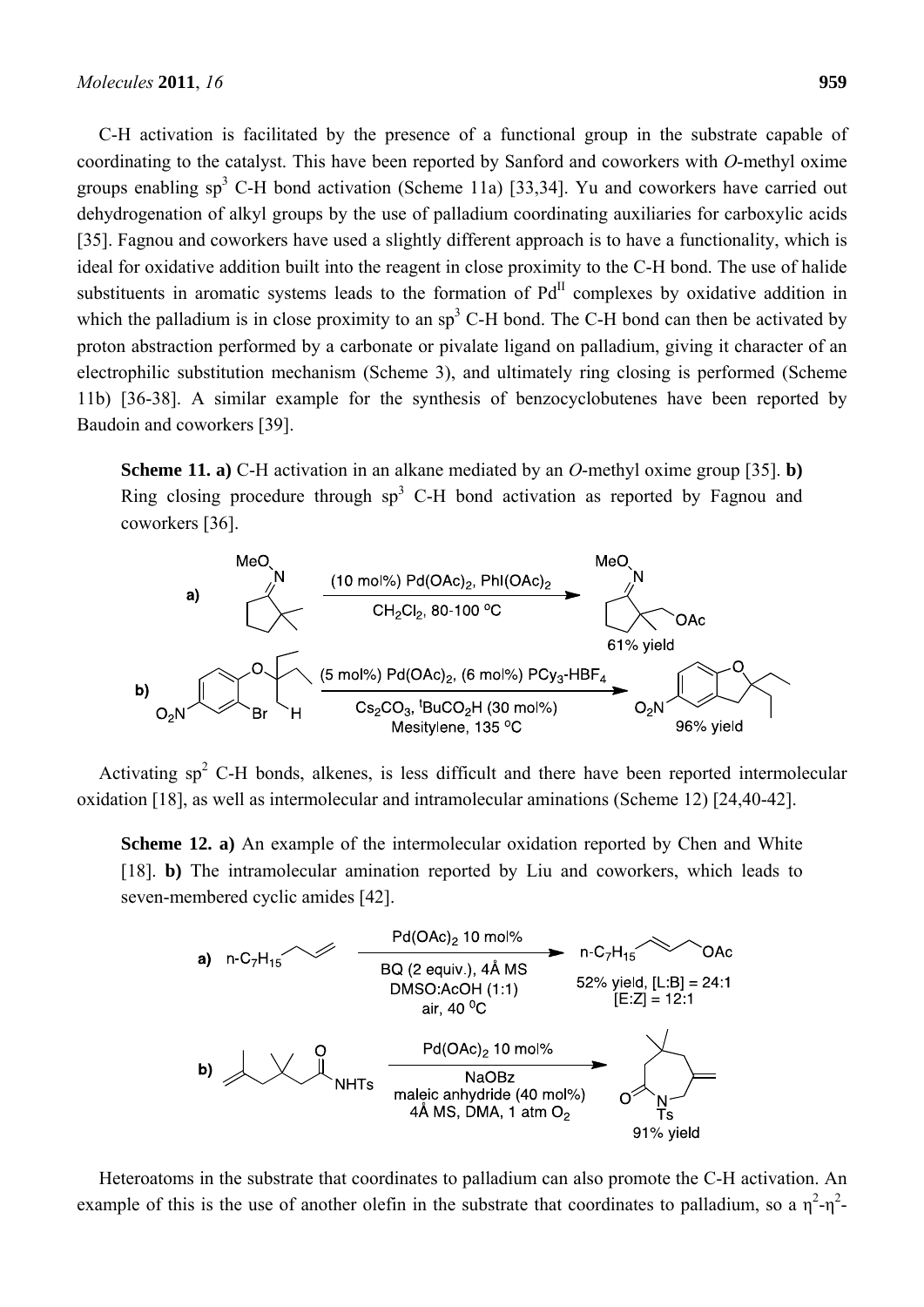C-H activation is facilitated by the presence of a functional group in the substrate capable of coordinating to the catalyst. This have been reported by Sanford and coworkers with *O*-methyl oxime groups enabling $sp^3$ C-H bond activation (Scheme 11a) [33,34]. Yu and coworkers have carried out dehydrogenation of alkyl groups by the use of palladium coordinating auxiliaries for carboxylic acids [35]. Fagnou and coworkers have used a slightly different approach is to have a functionality, which is ideal for oxidative addition built into the reagent in close proximity to the C-H bond. The use of halide substituents in aromatic systems leads to the formation of $Pd^{II}$ complexes by oxidative addition in which the palladium is in close proximity to an $sp^3$ C-H bond. The C-H bond can then be activated by proton abstraction performed by a carbonate or pivalate ligand on palladium, giving it character of an electrophilic substitution mechanism (Scheme 3), and ultimately ring closing is performed (Scheme 11b) [36-38]. A similar example for the synthesis of benzocyclobutenes have been reported by Baudoin and coworkers [39].

**Scheme 11. a)** C-H activation in an alkane mediated by an *O*-methyl oxime group [35]. **b)** Ring closing procedure through $sp^3$ C-H bond activation as reported by Fagnou and coworkers [36].

Activating $sp^2$ C-H bonds, alkenes, is less difficult and there have been reported intermolecular oxidation [18], as well as intermolecular and intramolecular aminations (Scheme 12) [24,40-42].

**Scheme 12. a)** An example of the intermolecular oxidation reported by Chen and White [18]. **b)** The intramolecular amination reported by Liu and coworkers, which leads to seven-membered cyclic amides [42].

Heteroatoms in the substrate that coordinates to palladium can also promote the C-H activation. An example of this is the use of another olefin in the substrate that coordinates to palladium, so a $\eta^2$-$\eta^2$-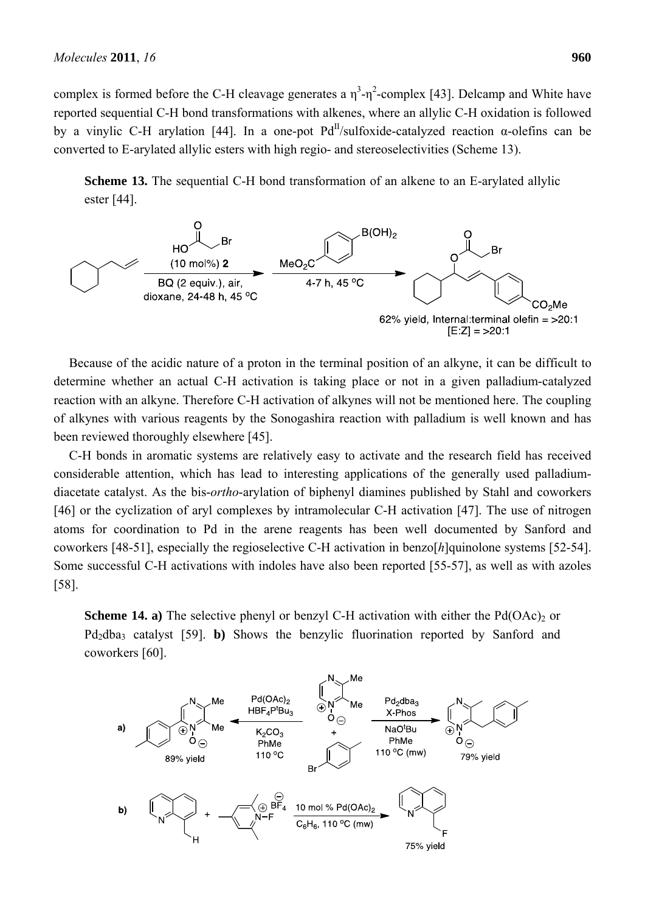complex is formed before the C-H cleavage generates a $\eta^3$-$\eta^2$-complex [43]. Delcamp and White have reported sequential C-H bond transformations with alkenes, where an allylic C-H oxidation is followed by a vinylic C-H arylation [44]. In a one-pot Pd$^{II}$/sulfoxide-catalyzed reaction α-olefins can be converted to E-arylated allylic esters with high regio- and stereoselectivities (Scheme 13).

**Scheme 13.** The sequential C-H bond transformation of an alkene to an E-arylated allylic ester [44].

Because of the acidic nature of a proton in the terminal position of an alkyne, it can be difficult to determine whether an actual C-H activation is taking place or not in a given palladium-catalyzed reaction with an alkyne. Therefore C-H activation of alkynes will not be mentioned here. The coupling of alkynes with various reagents by the Sonogashira reaction with palladium is well known and has been reviewed thoroughly elsewhere [45].

C-H bonds in aromatic systems are relatively easy to activate and the research field has received considerable attention, which has lead to interesting applications of the generally used palladium-diacetate catalyst. As the bis-*ortho*-arylation of biphenyl diamines published by Stahl and coworkers [46] or the cyclization of aryl complexes by intramolecular C-H activation [47]. The use of nitrogen atoms for coordination to Pd in the arene reagents has been well documented by Sanford and coworkers [48-51], especially the regioselective C-H activation in benzo[*h*]quinolone systems [52-54]. Some successful C-H activations with indoles have also been reported [55-57], as well as with azoles [58].

**Scheme 14. a)** The selective phenyl or benzyl C-H activation with either the $Pd(OAc)_2$ or $Pd_2dba_3$ catalyst [59]. **b)** Shows the benzylic fluorination reported by Sanford and coworkers [60].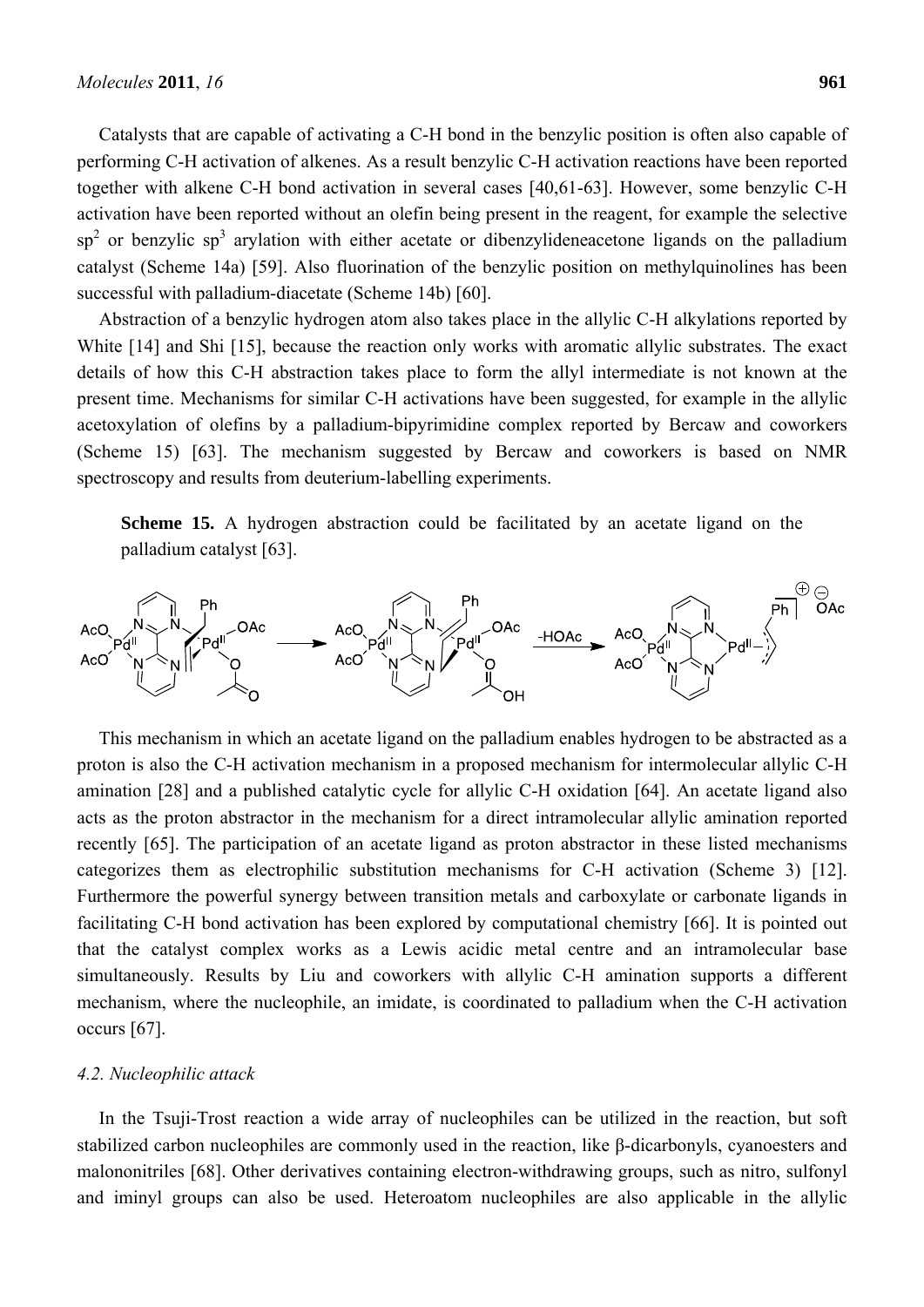Catalysts that are capable of activating a C-H bond in the benzylic position is often also capable of performing C-H activation of alkenes. As a result benzylic C-H activation reactions have been reported together with alkene C-H bond activation in several cases [40,61-63]. However, some benzylic C-H activation have been reported without an olefin being present in the reagent, for example the selective $sp^2$ or benzylic $sp^3$ arylation with either acetate or dibenzylideneacetone ligands on the palladium catalyst (Scheme 14a) [59]. Also fluorination of the benzylic position on methylquinolines has been successful with palladium-diacetate (Scheme 14b) [60].

Abstraction of a benzylic hydrogen atom also takes place in the allylic C-H alkylations reported by White [14] and Shi [15], because the reaction only works with aromatic allylic substrates. The exact details of how this C-H abstraction takes place to form the allyl intermediate is not known at the present time. Mechanisms for similar C-H activations have been suggested, for example in the allylic acetoxylation of olefins by a palladium-bipyrimidine complex reported by Bercaw and coworkers (Scheme 15) [63]. The mechanism suggested by Bercaw and coworkers is based on NMR spectroscopy and results from deuterium-labelling experiments.

**Scheme 15.** A hydrogen abstraction could be facilitated by an acetate ligand on the palladium catalyst [63].

This mechanism in which an acetate ligand on the palladium enables hydrogen to be abstracted as a proton is also the C-H activation mechanism in a proposed mechanism for intermolecular allylic C-H amination [28] and a published catalytic cycle for allylic C-H oxidation [64]. An acetate ligand also acts as the proton abstractor in the mechanism for a direct intramolecular allylic amination reported recently [65]. The participation of an acetate ligand as proton abstractor in these listed mechanisms categorizes them as electrophilic substitution mechanisms for C-H activation (Scheme 3) [12]. Furthermore the powerful synergy between transition metals and carboxylate or carbonate ligands in facilitating C-H bond activation has been explored by computational chemistry [66]. It is pointed out that the catalyst complex works as a Lewis acidic metal centre and an intramolecular base simultaneously. Results by Liu and coworkers with allylic C-H amination supports a different mechanism, where the nucleophile, an imidate, is coordinated to palladium when the C-H activation occurs [67].

### *4.2. Nucleophilic attack*

In the Tsuji-Trost reaction a wide array of nucleophiles can be utilized in the reaction, but soft stabilized carbon nucleophiles are commonly used in the reaction, like β-dicarbonyls, cyanoesters and malononitriles [68]. Other derivatives containing electron-withdrawing groups, such as nitro, sulfonyl and iminyl groups can also be used. Heteroatom nucleophiles are also applicable in the allylic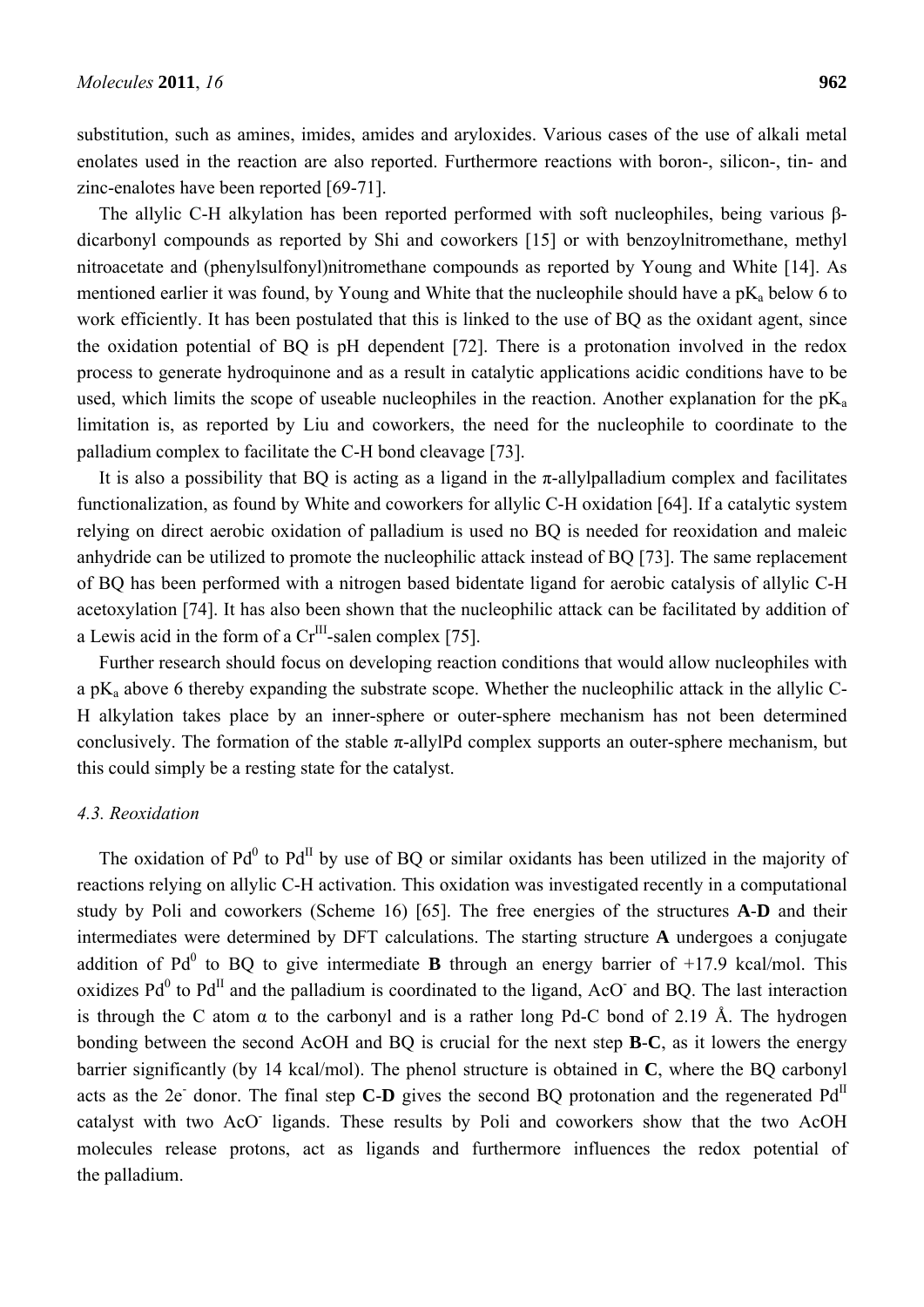substitution, such as amines, imides, amides and aryloxides. Various cases of the use of alkali metal enolates used in the reaction are also reported. Furthermore reactions with boron-, silicon-, tin- and zinc-enalotes have been reported [69-71].

The allylic C-H alkylation has been reported performed with soft nucleophiles, being various β-dicarbonyl compounds as reported by Shi and coworkers [15] or with benzoylnitromethane, methyl nitroacetate and (phenylsulfonyl)nitromethane compounds as reported by Young and White [14]. As mentioned earlier it was found, by Young and White that the nucleophile should have a $pK_a$ below 6 to work efficiently. It has been postulated that this is linked to the use of BQ as the oxidant agent, since the oxidation potential of BQ is pH dependent [72]. There is a protonation involved in the redox process to generate hydroquinone and as a result in catalytic applications acidic conditions have to be used, which limits the scope of useable nucleophiles in the reaction. Another explanation for the $pK_a$ limitation is, as reported by Liu and coworkers, the need for the nucleophile to coordinate to the palladium complex to facilitate the C-H bond cleavage [73].

It is also a possibility that BQ is acting as a ligand in the π-allylpalladium complex and facilitates functionalization, as found by White and coworkers for allylic C-H oxidation [64]. If a catalytic system relying on direct aerobic oxidation of palladium is used no BQ is needed for reoxidation and maleic anhydride can be utilized to promote the nucleophilic attack instead of BQ [73]. The same replacement of BQ has been performed with a nitrogen based bidentate ligand for aerobic catalysis of allylic C-H acetoxylation [74]. It has also been shown that the nucleophilic attack can be facilitated by addition of a Lewis acid in the form of a $Cr^{III}$-salen complex [75].

Further research should focus on developing reaction conditions that would allow nucleophiles with a $pK_a$ above 6 thereby expanding the substrate scope. Whether the nucleophilic attack in the allylic C-H alkylation takes place by an inner-sphere or outer-sphere mechanism has not been determined conclusively. The formation of the stable π-allylPd complex supports an outer-sphere mechanism, but this could simply be a resting state for the catalyst.

### *4.3. Reoxidation*

The oxidation of $Pd^0$ to $Pd^{II}$ by use of BQ or similar oxidants has been utilized in the majority of reactions relying on allylic C-H activation. This oxidation was investigated recently in a computational study by Poli and coworkers (Scheme 16) [65]. The free energies of the structures **A**-**D** and their intermediates were determined by DFT calculations. The starting structure **A** undergoes a conjugate addition of $Pd^0$ to BQ to give intermediate **B** through an energy barrier of +17.9 kcal/mol. This oxidizes $Pd^0$ to $Pd^{II}$ and the palladium is coordinated to the ligand, $AcO^-$ and BQ. The last interaction is through the C atom α to the carbonyl and is a rather long Pd-C bond of 2.19 Å. The hydrogen bonding between the second AcOH and BQ is crucial for the next step **B**-**C**, as it lowers the energy barrier significantly (by 14 kcal/mol). The phenol structure is obtained in **C**, where the BQ carbonyl acts as the $2e^-$ donor. The final step **C**-**D** gives the second BQ protonation and the regenerated $Pd^{II}$ catalyst with two $AcO^-$ ligands. These results by Poli and coworkers show that the two AcOH molecules release protons, act as ligands and furthermore influences the redox potential of the palladium.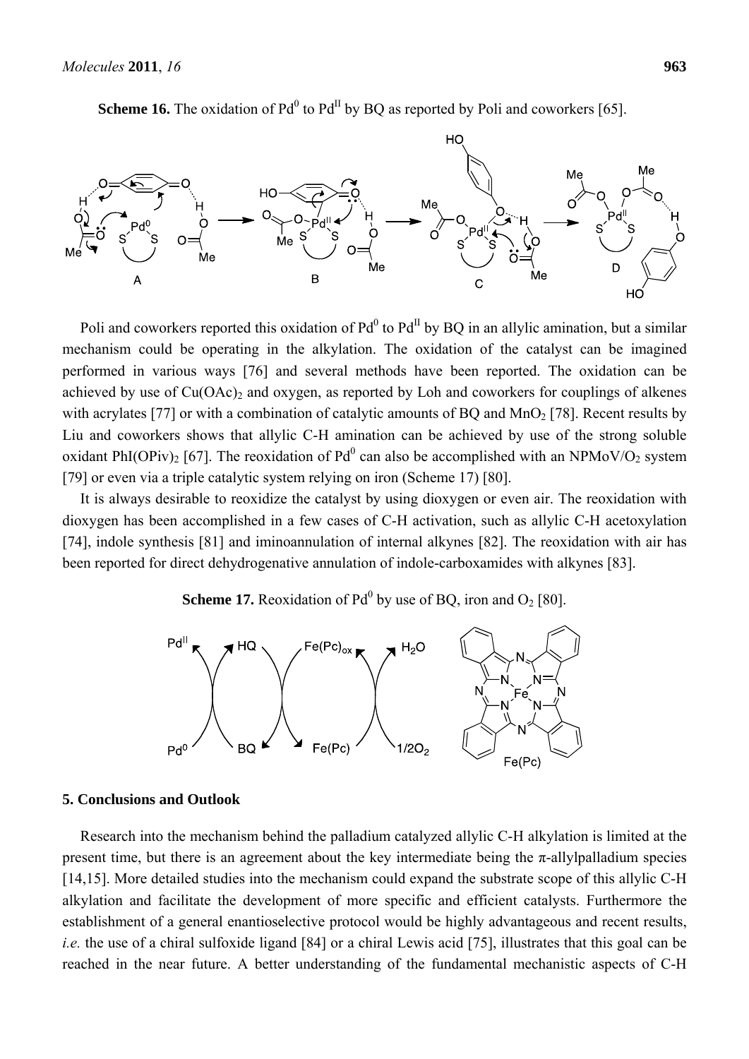**Scheme 16.** The oxidation of $Pd^0$ to $Pd^{II}$ by BQ as reported by Poli and coworkers [65].

Poli and coworkers reported this oxidation of $Pd^0$ to $Pd^{II}$ by BQ in an allylic amination, but a similar mechanism could be operating in the alkylation. The oxidation of the catalyst can be imagined performed in various ways [76] and several methods have been reported. The oxidation can be achieved by use of $Cu(OAc)_2$ and oxygen, as reported by Loh and coworkers for couplings of alkenes with acrylates [77] or with a combination of catalytic amounts of BQ and $MnO_2$ [78]. Recent results by Liu and coworkers shows that allylic C-H amination can be achieved by use of the strong soluble oxidant $PhI(OPiv)_2$ [67]. The reoxidation of $Pd^0$ can also be accomplished with an NPMoV/$O_2$ system [79] or even via a triple catalytic system relying on iron (Scheme 17) [80].

It is always desirable to reoxidize the catalyst by using dioxygen or even air. The reoxidation with dioxygen has been accomplished in a few cases of C-H activation, such as allylic C-H acetoxylation [74], indole synthesis [81] and iminoannulation of internal alkynes [82]. The reoxidation with air has been reported for direct dehydrogenative annulation of indole-carboxamides with alkynes [83].

**Scheme 17.** Reoxidation of $Pd^0$ by use of BQ, iron and $O_2$ [80].

## 5. Conclusions and Outlook

Research into the mechanism behind the palladium catalyzed allylic C-H alkylation is limited at the present time, but there is an agreement about the key intermediate being the π-allylpalladium species [14,15]. More detailed studies into the mechanism could expand the substrate scope of this allylic C-H alkylation and facilitate the development of more specific and efficient catalysts. Furthermore the establishment of a general enantioselective protocol would be highly advantageous and recent results, *i.e.* the use of a chiral sulfoxide ligand [84] or a chiral Lewis acid [75], illustrates that this goal can be reached in the near future. A better understanding of the fundamental mechanistic aspects of C-H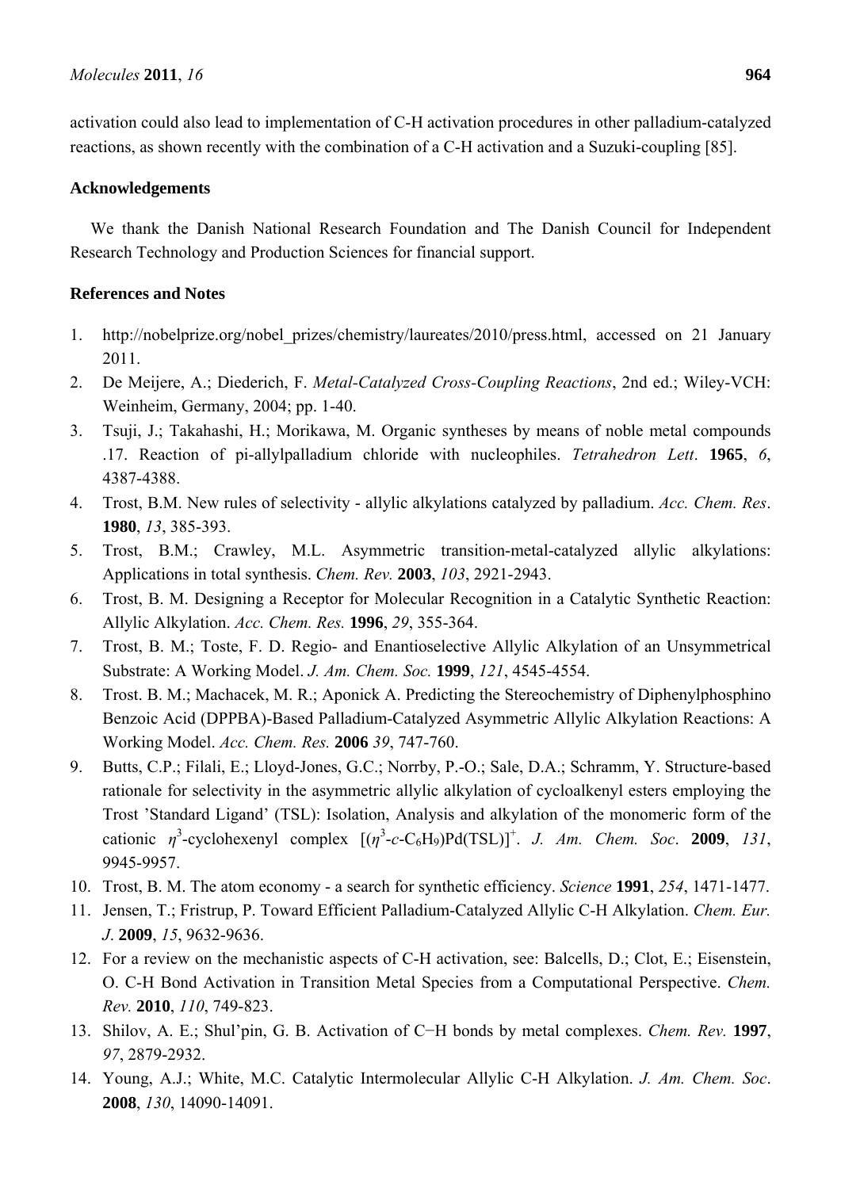activation could also lead to implementation of C-H activation procedures in other palladium-catalyzed reactions, as shown recently with the combination of a C-H activation and a Suzuki-coupling [85].

## Acknowledgements

We thank the Danish National Research Foundation and The Danish Council for Independent Research Technology and Production Sciences for financial support.

## References and Notes

1. http://nobelprize.org/nobel_prizes/chemistry/laureates/2010/press.html, accessed on 21 January 2011.
2. De Meijere, A.; Diederich, F. *Metal-Catalyzed Cross-Coupling Reactions*, 2nd ed.; Wiley-VCH: Weinheim, Germany, 2004; pp. 1-40.
3. Tsuji, J.; Takahashi, H.; Morikawa, M. Organic syntheses by means of noble metal compounds .17. Reaction of pi-allylpalladium chloride with nucleophiles. *Tetrahedron Lett*. **1965**, *6*, 4387-4388.
4. Trost, B.M. New rules of selectivity - allylic alkylations catalyzed by palladium. *Acc. Chem. Res*. **1980**, *13*, 385-393.
5. Trost, B.M.; Crawley, M.L. Asymmetric transition-metal-catalyzed allylic alkylations: Applications in total synthesis. *Chem. Rev.* **2003**, *103*, 2921-2943.
6. Trost, B. M. Designing a Receptor for Molecular Recognition in a Catalytic Synthetic Reaction: Allylic Alkylation. *Acc. Chem. Res.* **1996**, *29*, 355-364.
7. Trost, B. M.; Toste, F. D. Regio- and Enantioselective Allylic Alkylation of an Unsymmetrical Substrate: A Working Model. *J. Am. Chem. Soc.* **1999**, *121*, 4545-4554.
8. Trost. B. M.; Machacek, M. R.; Aponick A. Predicting the Stereochemistry of Diphenylphosphino Benzoic Acid (DPPBA)-Based Palladium-Catalyzed Asymmetric Allylic Alkylation Reactions: A Working Model. *Acc. Chem. Res.* **2006** *39*, 747-760.
9. Butts, C.P.; Filali, E.; Lloyd-Jones, G.C.; Norrby, P.-O.; Sale, D.A.; Schramm, Y. Structure-based rationale for selectivity in the asymmetric allylic alkylation of cycloalkenyl esters employing the Trost 'Standard Ligand' (TSL): Isolation, Analysis and alkylation of the monomeric form of the cationic $\eta^3$-cyclohexenyl complex $[(\eta^3\text{-}c\text{-}C_6H_9)Pd(TSL)]^+$. *J. Am. Chem. Soc*. **2009**, *131*, 9945-9957.
10. Trost, B. M. The atom economy - a search for synthetic efficiency. *Science* **1991**, *254*, 1471-1477.
11. Jensen, T.; Fristrup, P. Toward Efficient Palladium-Catalyzed Allylic C-H Alkylation. *Chem. Eur. J*. **2009**, *15*, 9632-9636.
12. For a review on the mechanistic aspects of C-H activation, see: Balcells, D.; Clot, E.; Eisenstein, O. C-H Bond Activation in Transition Metal Species from a Computational Perspective. *Chem. Rev.* **2010**, *110*, 749-823.
13. Shilov, A. E.; Shul'pin, G. B. Activation of C−H bonds by metal complexes. *Chem. Rev.* **1997**, *97*, 2879-2932.
14. Young, A.J.; White, M.C. Catalytic Intermolecular Allylic C-H Alkylation. *J. Am. Chem. Soc*. **2008**, *130*, 14090-14091.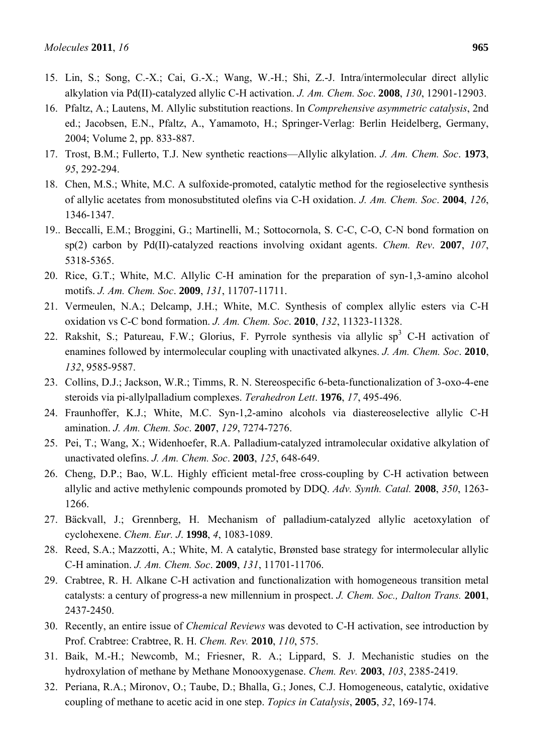15. Lin, S.; Song, C.-X.; Cai, G.-X.; Wang, W.-H.; Shi, Z.-J. Intra/intermolecular direct allylic alkylation via Pd(II)-catalyzed allylic C-H activation. *J. Am. Chem. Soc*. **2008**, *130*, 12901-12903.
16. Pfaltz, A.; Lautens, M. Allylic substitution reactions. In *Comprehensive asymmetric catalysis*, 2nd ed.; Jacobsen, E.N., Pfaltz, A., Yamamoto, H.; Springer-Verlag: Berlin Heidelberg, Germany, 2004; Volume 2, pp. 833-887.
17. Trost, B.M.; Fullerto, T.J. New synthetic reactions—Allylic alkylation. *J. Am. Chem. Soc*. **1973**, *95*, 292-294.
18. Chen, M.S.; White, M.C. A sulfoxide-promoted, catalytic method for the regioselective synthesis of allylic acetates from monosubstituted olefins via C-H oxidation. *J. Am. Chem. Soc*. **2004**, *126*, 1346-1347.
19.. Beccalli, E.M.; Broggini, G.; Martinelli, M.; Sottocornola, S. C-C, C-O, C-N bond formation on sp(2) carbon by Pd(II)-catalyzed reactions involving oxidant agents. *Chem. Rev*. **2007**, *107*, 5318-5365.
20. Rice, G.T.; White, M.C. Allylic C-H amination for the preparation of syn-1,3-amino alcohol motifs. *J. Am. Chem. Soc*. **2009**, *131*, 11707-11711.
21. Vermeulen, N.A.; Delcamp, J.H.; White, M.C. Synthesis of complex allylic esters via C-H oxidation vs C-C bond formation. *J. Am. Chem. Soc*. **2010**, *132*, 11323-11328.
22. Rakshit, S.; Patureau, F.W.; Glorius, F. Pyrrole synthesis via allylic $sp^3$ C-H activation of enamines followed by intermolecular coupling with unactivated alkynes. *J. Am. Chem. Soc*. **2010**, *132*, 9585-9587.
23. Collins, D.J.; Jackson, W.R.; Timms, R. N. Stereospecific 6-beta-functionalization of 3-oxo-4-ene steroids via pi-allylpalladium complexes. *Terahedron Lett*. **1976**, *17*, 495-496.
24. Fraunhoffer, K.J.; White, M.C. Syn-1,2-amino alcohols via diastereoselective allylic C-H amination. *J. Am. Chem. Soc*. **2007**, *129*, 7274-7276.
25. Pei, T.; Wang, X.; Widenhoefer, R.A. Palladium-catalyzed intramolecular oxidative alkylation of unactivated olefins. *J. Am. Chem. Soc*. **2003**, *125*, 648-649.
26. Cheng, D.P.; Bao, W.L. Highly efficient metal-free cross-coupling by C-H activation between allylic and active methylenic compounds promoted by DDQ. *Adv. Synth. Catal.* **2008**, *350*, 1263-1266.
27. Bäckvall, J.; Grennberg, H. Mechanism of palladium-catalyzed allylic acetoxylation of cyclohexene. *Chem. Eur. J*. **1998**, *4*, 1083-1089.
28. Reed, S.A.; Mazzotti, A.; White, M. A catalytic, Brønsted base strategy for intermolecular allylic C-H amination. *J. Am. Chem. Soc*. **2009**, *131*, 11701-11706.
29. Crabtree, R. H. Alkane C-H activation and functionalization with homogeneous transition metal catalysts: a century of progress-a new millennium in prospect. *J. Chem. Soc., Dalton Trans.* **2001**, 2437-2450.
30. Recently, an entire issue of *Chemical Reviews* was devoted to C-H activation, see introduction by Prof. Crabtree: Crabtree, R. H. *Chem. Rev.* **2010**, *110*, 575.
31. Baik, M.-H.; Newcomb, M.; Friesner, R. A.; Lippard, S. J. Mechanistic studies on the hydroxylation of methane by Methane Monooxygenase. *Chem. Rev.* **2003**, *103*, 2385-2419.
32. Periana, R.A.; Mironov, O.; Taube, D.; Bhalla, G.; Jones, C.J. Homogeneous, catalytic, oxidative coupling of methane to acetic acid in one step. *Topics in Catalysis*, **2005**, *32*, 169-174.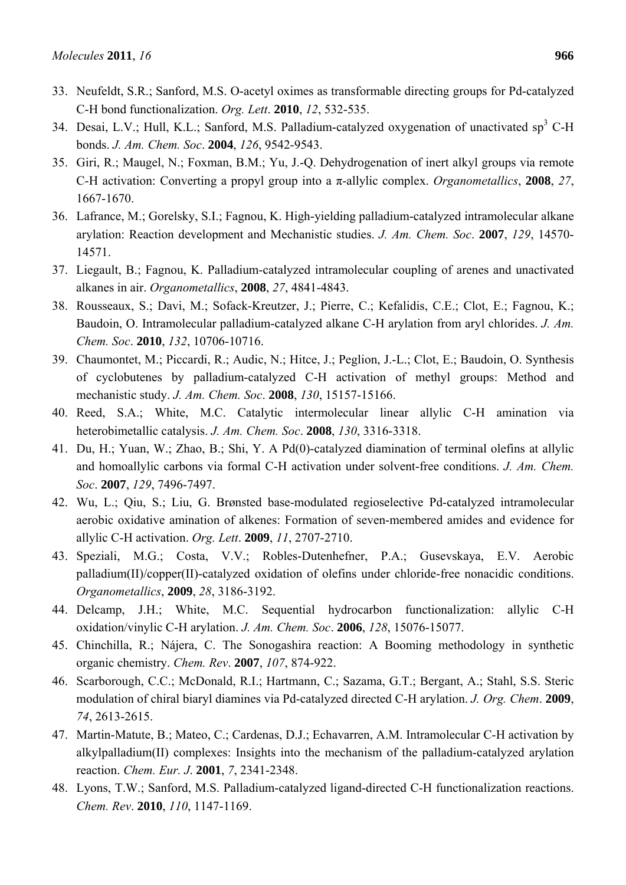33. Neufeldt, S.R.; Sanford, M.S. O-acetyl oximes as transformable directing groups for Pd-catalyzed C-H bond functionalization. *Org. Lett*. **2010**, *12*, 532-535.
34. Desai, L.V.; Hull, K.L.; Sanford, M.S. Palladium-catalyzed oxygenation of unactivated $sp^3$ C-H bonds. *J. Am. Chem. Soc*. **2004**, *126*, 9542-9543.
35. Giri, R.; Maugel, N.; Foxman, B.M.; Yu, J.-Q. Dehydrogenation of inert alkyl groups via remote C-H activation: Converting a propyl group into a π-allylic complex. *Organometallics*, **2008**, *27*, 1667-1670.
36. Lafrance, M.; Gorelsky, S.I.; Fagnou, K. High-yielding palladium-catalyzed intramolecular alkane arylation: Reaction development and Mechanistic studies. *J. Am. Chem. Soc*. **2007**, *129*, 14570-14571.
37. Liegault, B.; Fagnou, K. Palladium-catalyzed intramolecular coupling of arenes and unactivated alkanes in air. *Organometallics*, **2008**, *27*, 4841-4843.
38. Rousseaux, S.; Davi, M.; Sofack-Kreutzer, J.; Pierre, C.; Kefalidis, C.E.; Clot, E.; Fagnou, K.; Baudoin, O. Intramolecular palladium-catalyzed alkane C-H arylation from aryl chlorides. *J. Am. Chem. Soc*. **2010**, *132*, 10706-10716.
39. Chaumontet, M.; Piccardi, R.; Audic, N.; Hitce, J.; Peglion, J.-L.; Clot, E.; Baudoin, O. Synthesis of cyclobutenes by palladium-catalyzed C-H activation of methyl groups: Method and mechanistic study. *J. Am. Chem. Soc*. **2008**, *130*, 15157-15166.
40. Reed, S.A.; White, M.C. Catalytic intermolecular linear allylic C-H amination via heterobimetallic catalysis. *J. Am. Chem. Soc*. **2008**, *130*, 3316-3318.
41. Du, H.; Yuan, W.; Zhao, B.; Shi, Y. A Pd(0)-catalyzed diamination of terminal olefins at allylic and homoallylic carbons via formal C-H activation under solvent-free conditions. *J. Am. Chem. Soc*. **2007**, *129*, 7496-7497.
42. Wu, L.; Qiu, S.; Liu, G. Brønsted base-modulated regioselective Pd-catalyzed intramolecular aerobic oxidative amination of alkenes: Formation of seven-membered amides and evidence for allylic C-H activation. *Org. Lett*. **2009**, *11*, 2707-2710.
43. Speziali, M.G.; Costa, V.V.; Robles-Dutenhefner, P.A.; Gusevskaya, E.V. Aerobic palladium(II)/copper(II)-catalyzed oxidation of olefins under chloride-free nonacidic conditions. *Organometallics*, **2009**, *28*, 3186-3192.
44. Delcamp, J.H.; White, M.C. Sequential hydrocarbon functionalization: allylic C-H oxidation/vinylic C-H arylation. *J. Am. Chem. Soc*. **2006**, *128*, 15076-15077.
45. Chinchilla, R.; Nájera, C. The Sonogashira reaction: A Booming methodology in synthetic organic chemistry. *Chem. Rev*. **2007**, *107*, 874-922.
46. Scarborough, C.C.; McDonald, R.I.; Hartmann, C.; Sazama, G.T.; Bergant, A.; Stahl, S.S. Steric modulation of chiral biaryl diamines via Pd-catalyzed directed C-H arylation. *J. Org. Chem*. **2009**, *74*, 2613-2615.
47. Martin-Matute, B.; Mateo, C.; Cardenas, D.J.; Echavarren, A.M. Intramolecular C-H activation by alkylpalladium(II) complexes: Insights into the mechanism of the palladium-catalyzed arylation reaction. *Chem. Eur. J*. **2001**, *7*, 2341-2348.
48. Lyons, T.W.; Sanford, M.S. Palladium-catalyzed ligand-directed C-H functionalization reactions. *Chem. Rev*. **2010**, *110*, 1147-1169.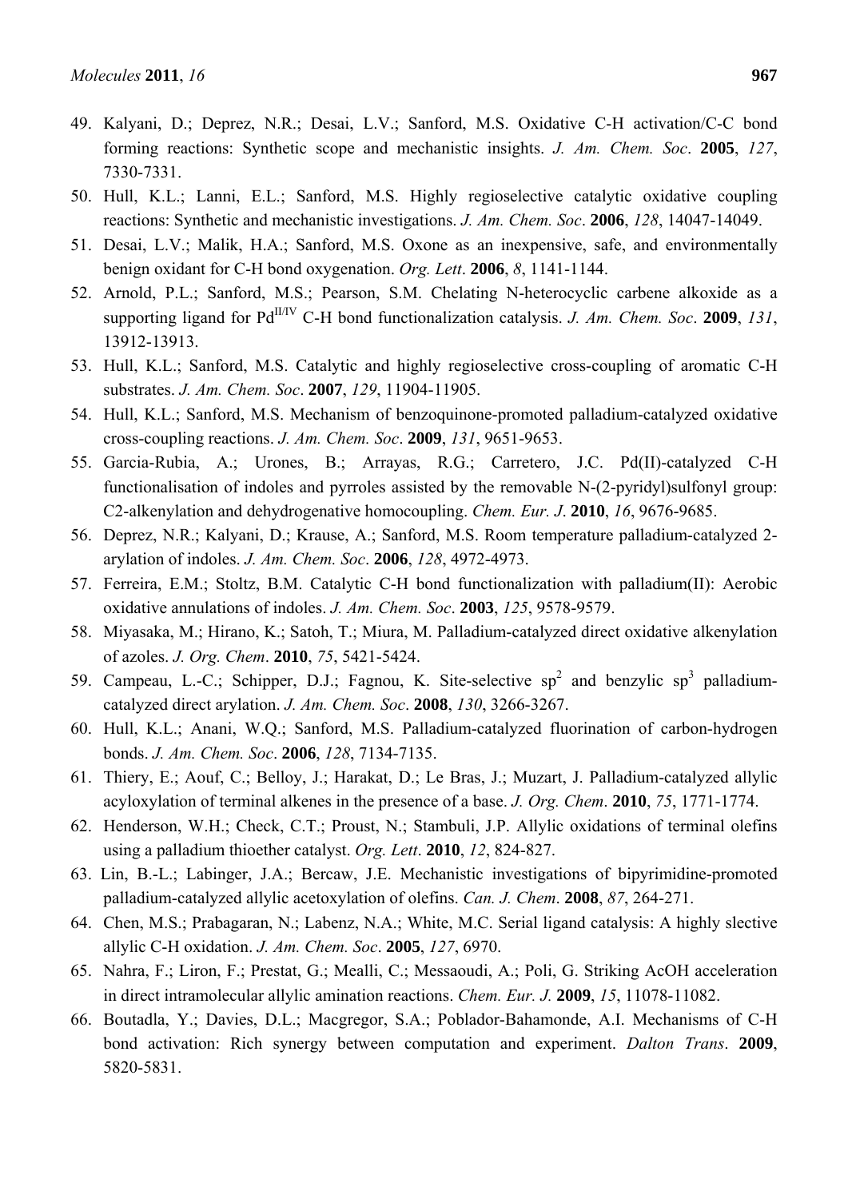49. Kalyani, D.; Deprez, N.R.; Desai, L.V.; Sanford, M.S. Oxidative C-H activation/C-C bond forming reactions: Synthetic scope and mechanistic insights. *J. Am. Chem. Soc*. **2005**, *127*, 7330-7331.
50. Hull, K.L.; Lanni, E.L.; Sanford, M.S. Highly regioselective catalytic oxidative coupling reactions: Synthetic and mechanistic investigations. *J. Am. Chem. Soc*. **2006**, *128*, 14047-14049.
51. Desai, L.V.; Malik, H.A.; Sanford, M.S. Oxone as an inexpensive, safe, and environmentally benign oxidant for C-H bond oxygenation. *Org. Lett*. **2006**, *8*, 1141-1144.
52. Arnold, P.L.; Sanford, M.S.; Pearson, S.M. Chelating N-heterocyclic carbene alkoxide as a supporting ligand for $Pd^{II/IV}$ C-H bond functionalization catalysis. *J. Am. Chem. Soc*. **2009**, *131*, 13912-13913.
53. Hull, K.L.; Sanford, M.S. Catalytic and highly regioselective cross-coupling of aromatic C-H substrates. *J. Am. Chem. Soc*. **2007**, *129*, 11904-11905.
54. Hull, K.L.; Sanford, M.S. Mechanism of benzoquinone-promoted palladium-catalyzed oxidative cross-coupling reactions. *J. Am. Chem. Soc*. **2009**, *131*, 9651-9653.
55. Garcia-Rubia, A.; Urones, B.; Arrayas, R.G.; Carretero, J.C. Pd(II)-catalyzed C-H functionalisation of indoles and pyrroles assisted by the removable N-(2-pyridyl)sulfonyl group: C2-alkenylation and dehydrogenative homocoupling. *Chem. Eur. J*. **2010**, *16*, 9676-9685.
56. Deprez, N.R.; Kalyani, D.; Krause, A.; Sanford, M.S. Room temperature palladium-catalyzed 2-arylation of indoles. *J. Am. Chem. Soc*. **2006**, *128*, 4972-4973.
57. Ferreira, E.M.; Stoltz, B.M. Catalytic C-H bond functionalization with palladium(II): Aerobic oxidative annulations of indoles. *J. Am. Chem. Soc*. **2003**, *125*, 9578-9579.
58. Miyasaka, M.; Hirano, K.; Satoh, T.; Miura, M. Palladium-catalyzed direct oxidative alkenylation of azoles. *J. Org. Chem*. **2010**, *75*, 5421-5424.
59. Campeau, L.-C.; Schipper, D.J.; Fagnou, K. Site-selective $sp^2$ and benzylic $sp^3$ palladium-catalyzed direct arylation. *J. Am. Chem. Soc*. **2008**, *130*, 3266-3267.
60. Hull, K.L.; Anani, W.Q.; Sanford, M.S. Palladium-catalyzed fluorination of carbon-hydrogen bonds. *J. Am. Chem. Soc*. **2006**, *128*, 7134-7135.
61. Thiery, E.; Aouf, C.; Belloy, J.; Harakat, D.; Le Bras, J.; Muzart, J. Palladium-catalyzed allylic acyloxylation of terminal alkenes in the presence of a base. *J. Org. Chem*. **2010**, *75*, 1771-1774.
62. Henderson, W.H.; Check, C.T.; Proust, N.; Stambuli, J.P. Allylic oxidations of terminal olefins using a palladium thioether catalyst. *Org. Lett*. **2010**, *12*, 824-827.
63. Lin, B.-L.; Labinger, J.A.; Bercaw, J.E. Mechanistic investigations of bipyrimidine-promoted palladium-catalyzed allylic acetoxylation of olefins. *Can. J. Chem*. **2008**, *87*, 264-271.
64. Chen, M.S.; Prabagaran, N.; Labenz, N.A.; White, M.C. Serial ligand catalysis: A highly slective allylic C-H oxidation. *J. Am. Chem. Soc*. **2005**, *127*, 6970.
65. Nahra, F.; Liron, F.; Prestat, G.; Mealli, C.; Messaoudi, A.; Poli, G. Striking AcOH acceleration in direct intramolecular allylic amination reactions. *Chem. Eur. J.* **2009**, *15*, 11078-11082.
66. Boutadla, Y.; Davies, D.L.; Macgregor, S.A.; Poblador-Bahamonde, A.I. Mechanisms of C-H bond activation: Rich synergy between computation and experiment. *Dalton Trans*. **2009**, 5820-5831.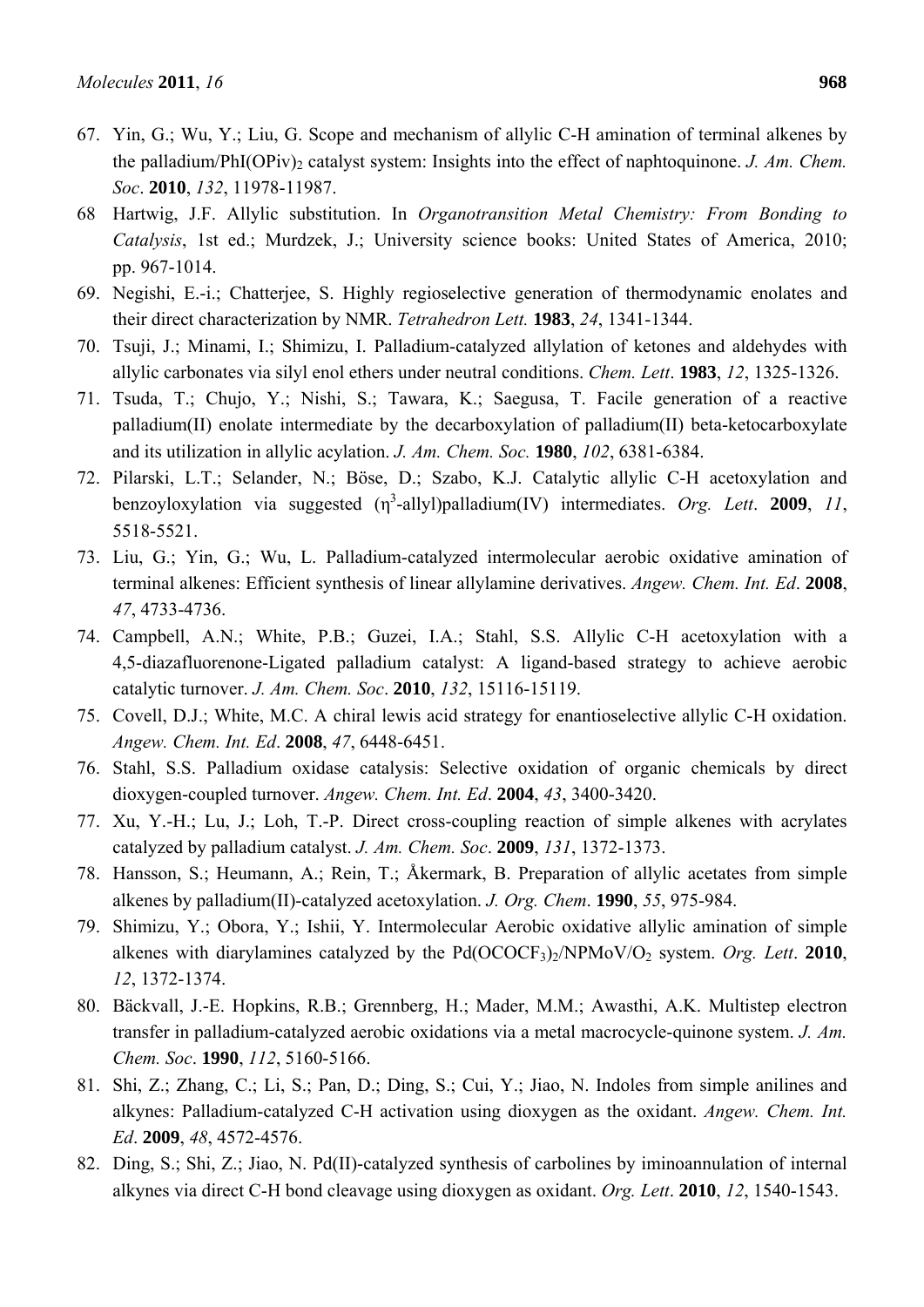67. Yin, G.; Wu, Y.; Liu, G. Scope and mechanism of allylic C-H amination of terminal alkenes by the palladium/PhI(OPiv)$_2$ catalyst system: Insights into the effect of naphtoquinone. *J. Am. Chem. Soc*. **2010**, *132*, 11978-11987.
68 Hartwig, J.F. Allylic substitution. In *Organotransition Metal Chemistry: From Bonding to Catalysis*, 1st ed.; Murdzek, J.; University science books: United States of America, 2010; pp. 967-1014.
69. Negishi, E.-i.; Chatterjee, S. Highly regioselective generation of thermodynamic enolates and their direct characterization by NMR. *Tetrahedron Lett.* **1983**, *24*, 1341-1344.
70. Tsuji, J.; Minami, I.; Shimizu, I. Palladium-catalyzed allylation of ketones and aldehydes with allylic carbonates via silyl enol ethers under neutral conditions. *Chem. Lett*. **1983**, *12*, 1325-1326.
71. Tsuda, T.; Chujo, Y.; Nishi, S.; Tawara, K.; Saegusa, T. Facile generation of a reactive palladium(II) enolate intermediate by the decarboxylation of palladium(II) beta-ketocarboxylate and its utilization in allylic acylation. *J. Am. Chem. Soc.* **1980**, *102*, 6381-6384.
72. Pilarski, L.T.; Selander, N.; Böse, D.; Szabo, K.J. Catalytic allylic C-H acetoxylation and benzoyloxylation via suggested ($\eta^3$-allyl)palladium(IV) intermediates. *Org. Lett*. **2009**, *11*, 5518-5521.
73. Liu, G.; Yin, G.; Wu, L. Palladium-catalyzed intermolecular aerobic oxidative amination of terminal alkenes: Efficient synthesis of linear allylamine derivatives. *Angew. Chem. Int. Ed*. **2008**, *47*, 4733-4736.
74. Campbell, A.N.; White, P.B.; Guzei, I.A.; Stahl, S.S. Allylic C-H acetoxylation with a 4,5-diazafluorenone-Ligated palladium catalyst: A ligand-based strategy to achieve aerobic catalytic turnover. *J. Am. Chem. Soc*. **2010**, *132*, 15116-15119.
75. Covell, D.J.; White, M.C. A chiral lewis acid strategy for enantioselective allylic C-H oxidation. *Angew. Chem. Int. Ed*. **2008**, *47*, 6448-6451.
76. Stahl, S.S. Palladium oxidase catalysis: Selective oxidation of organic chemicals by direct dioxygen-coupled turnover. *Angew. Chem. Int. Ed*. **2004**, *43*, 3400-3420.
77. Xu, Y.-H.; Lu, J.; Loh, T.-P. Direct cross-coupling reaction of simple alkenes with acrylates catalyzed by palladium catalyst. *J. Am. Chem. Soc*. **2009**, *131*, 1372-1373.
78. Hansson, S.; Heumann, A.; Rein, T.; Åkermark, B. Preparation of allylic acetates from simple alkenes by palladium(II)-catalyzed acetoxylation. *J. Org. Chem*. **1990**, *55*, 975-984.
79. Shimizu, Y.; Obora, Y.; Ishii, Y. Intermolecular Aerobic oxidative allylic amination of simple alkenes with diarylamines catalyzed by the Pd(OCOCF$_3$)$_2$/NPMoV/O$_2$ system. *Org. Lett*. **2010**, *12*, 1372-1374.
80. Bäckvall, J.-E. Hopkins, R.B.; Grennberg, H.; Mader, M.M.; Awasthi, A.K. Multistep electron transfer in palladium-catalyzed aerobic oxidations via a metal macrocycle-quinone system. *J. Am. Chem. Soc*. **1990**, *112*, 5160-5166.
81. Shi, Z.; Zhang, C.; Li, S.; Pan, D.; Ding, S.; Cui, Y.; Jiao, N. Indoles from simple anilines and alkynes: Palladium-catalyzed C-H activation using dioxygen as the oxidant. *Angew. Chem. Int. Ed*. **2009**, *48*, 4572-4576.
82. Ding, S.; Shi, Z.; Jiao, N. Pd(II)-catalyzed synthesis of carbolines by iminoannulation of internal alkynes via direct C-H bond cleavage using dioxygen as oxidant. *Org. Lett*. **2010**, *12*, 1540-1543.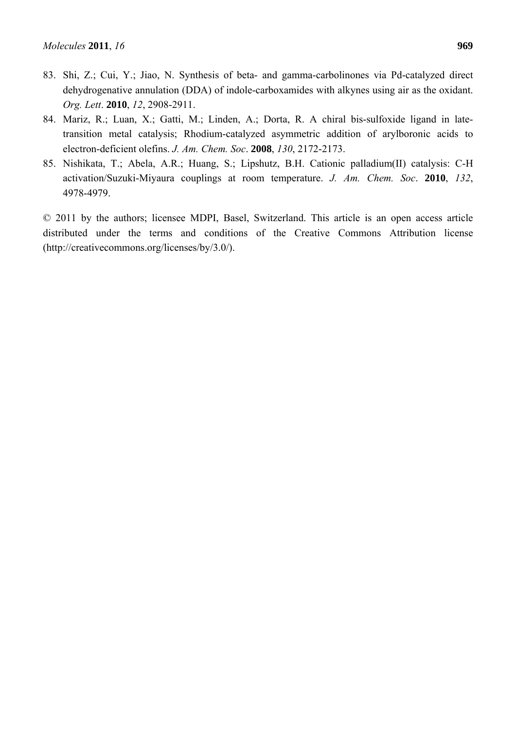83. Shi, Z.; Cui, Y.; Jiao, N. Synthesis of beta- and gamma-carbolinones via Pd-catalyzed direct dehydrogenative annulation (DDA) of indole-carboxamides with alkynes using air as the oxidant. *Org. Lett*. **2010**, *12*, 2908-2911.
84. Mariz, R.; Luan, X.; Gatti, M.; Linden, A.; Dorta, R. A chiral bis-sulfoxide ligand in late-transition metal catalysis; Rhodium-catalyzed asymmetric addition of arylboronic acids to electron-deficient olefins. *J. Am. Chem. Soc*. **2008**, *130*, 2172-2173.
85. Nishikata, T.; Abela, A.R.; Huang, S.; Lipshutz, B.H. Cationic palladium(II) catalysis: C-H activation/Suzuki-Miyaura couplings at room temperature. *J. Am. Chem. Soc*. **2010**, *132*, 4978-4979.

© 2011 by the authors; licensee MDPI, Basel, Switzerland. This article is an open access article distributed under the terms and conditions of the Creative Commons Attribution license (http://creativecommons.org/licenses/by/3.0/).